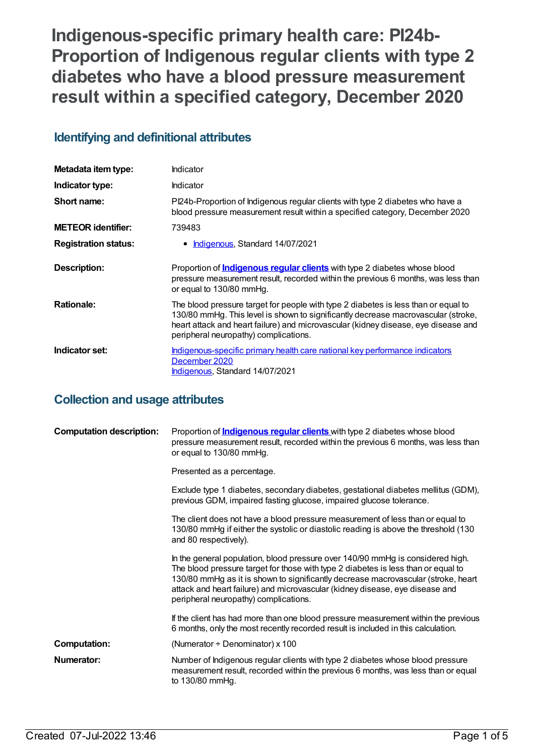# Indigenous-specific primary health care: PI24b-Proportion of Indigenous regular clients with type 2 diabetes who have a blood pressure measurement result within a specified category, December 2020

## Identifying and definitional attributes

| | |
|---|---|
| **Metadata item type:** | Indicator |
| **Indicator type:** | Indicator |
| **Short name:** | PI24b-Proportion of Indigenous regular clients with type 2 diabetes who have a blood pressure measurement result within a specified category, December 2020 |
| **METEOR identifier:** | 739483 |
| **Registration status:** | • Indigenous, Standard 14/07/2021 |
| **Description:** | Proportion of **Indigenous regular clients** with type 2 diabetes whose blood pressure measurement result, recorded within the previous 6 months, was less than or equal to 130/80 mmHg. |
| **Rationale:** | The blood pressure target for people with type 2 diabetes is less than or equal to 130/80 mmHg. This level is shown to significantly decrease macrovascular (stroke, heart attack and heart failure) and microvascular (kidney disease, eye disease and peripheral neuropathy) complications. |
| **Indicator set:** | Indigenous-specific primary health care national key performance indicators December 2020<br>Indigenous, Standard 14/07/2021 |

## Collection and usage attributes

| | |
|---|---|
| **Computation description:** | Proportion of **Indigenous regular clients** with type 2 diabetes whose blood pressure measurement result, recorded within the previous 6 months, was less than or equal to 130/80 mmHg.<br><br>Presented as a percentage.<br><br>Exclude type 1 diabetes, secondary diabetes, gestational diabetes mellitus (GDM), previous GDM, impaired fasting glucose, impaired glucose tolerance.<br><br>The client does not have a blood pressure measurement of less than or equal to 130/80 mmHg if either the systolic or diastolic reading is above the threshold (130 and 80 respectively).<br><br>In the general population, blood pressure over 140/90 mmHg is considered high. The blood pressure target for those with type 2 diabetes is less than or equal to 130/80 mmHg as it is shown to significantly decrease macrovascular (stroke, heart attack and heart failure) and microvascular (kidney disease, eye disease and peripheral neuropathy) complications.<br><br>If the client has had more than one blood pressure measurement within the previous 6 months, only the most recently recorded result is included in this calculation. |
| **Computation:** | (Numerator ÷ Denominator) x 100 |
| **Numerator:** | Number of Indigenous regular clients with type 2 diabetes whose blood pressure measurement result, recorded within the previous 6 months, was less than or equal to 130/80 mmHg. |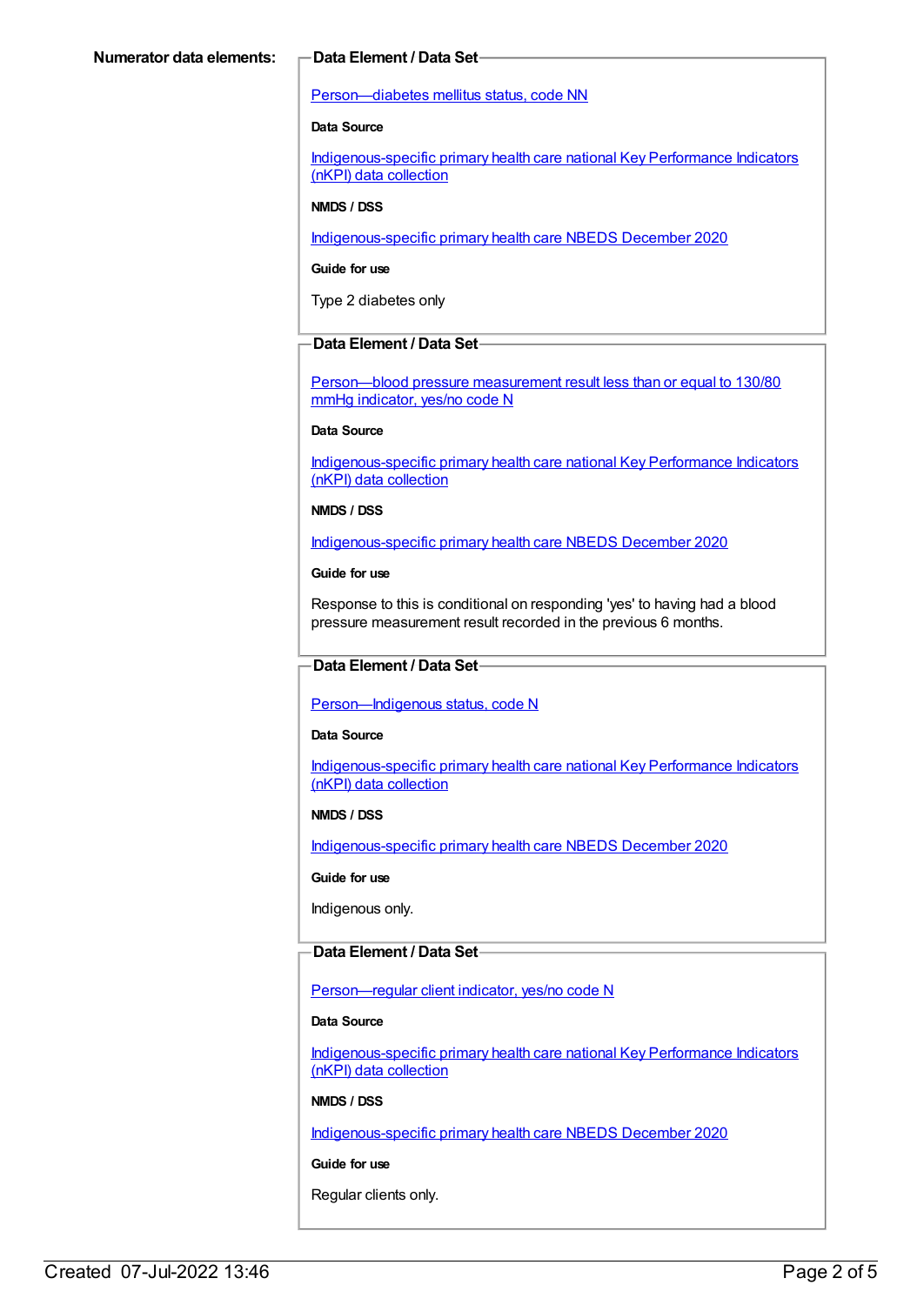**Numerator data elements:**

**Data Element / Data Set**

Person—diabetes mellitus status, code NN

**Data Source**

Indigenous-specific primary health care national Key Performance Indicators (nKPI) data collection

**NMDS / DSS**

Indigenous-specific primary health care NBEDS December 2020

**Guide for use**

Type 2 diabetes only

**Data Element / Data Set**

Person—blood pressure measurement result less than or equal to 130/80 mmHg indicator, yes/no code N

**Data Source**

Indigenous-specific primary health care national Key Performance Indicators (nKPI) data collection

**NMDS / DSS**

Indigenous-specific primary health care NBEDS December 2020

**Guide for use**

Response to this is conditional on responding 'yes' to having had a blood pressure measurement result recorded in the previous 6 months.

**Data Element / Data Set**

Person—Indigenous status, code N

**Data Source**

Indigenous-specific primary health care national Key Performance Indicators (nKPI) data collection

**NMDS / DSS**

Indigenous-specific primary health care NBEDS December 2020

**Guide for use**

Indigenous only.

**Data Element / Data Set**

Person—regular client indicator, yes/no code N

**Data Source**

Indigenous-specific primary health care national Key Performance Indicators (nKPI) data collection

**NMDS / DSS**

Indigenous-specific primary health care NBEDS December 2020

**Guide for use**

Regular clients only.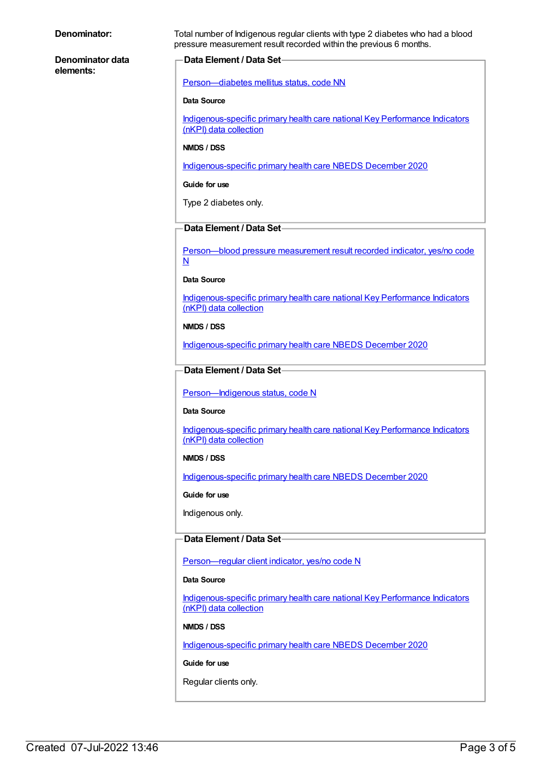**Denominator:**

Total number of Indigenous regular clients with type 2 diabetes who had a blood pressure measurement result recorded within the previous 6 months.

**Denominator data elements:**

**Data Element / Data Set**

Person—diabetes mellitus status, code NN

**Data Source**

Indigenous-specific primary health care national Key Performance Indicators (nKPI) data collection

**NMDS / DSS**

Indigenous-specific primary health care NBEDS December 2020

**Guide for use**

Type 2 diabetes only.

**Data Element / Data Set**

Person—blood pressure measurement result recorded indicator, yes/no code N

**Data Source**

Indigenous-specific primary health care national Key Performance Indicators (nKPI) data collection

**NMDS / DSS**

Indigenous-specific primary health care NBEDS December 2020

**Data Element / Data Set**

Person—Indigenous status, code N

**Data Source**

Indigenous-specific primary health care national Key Performance Indicators (nKPI) data collection

**NMDS / DSS**

Indigenous-specific primary health care NBEDS December 2020

**Guide for use**

Indigenous only.

**Data Element / Data Set**

Person—regular client indicator, yes/no code N

**Data Source**

Indigenous-specific primary health care national Key Performance Indicators (nKPI) data collection

**NMDS / DSS**

Indigenous-specific primary health care NBEDS December 2020

**Guide for use**

Regular clients only.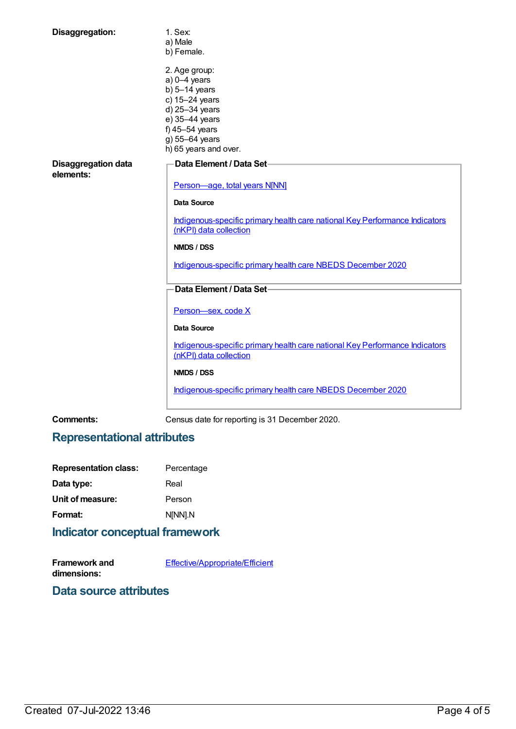**Disaggregation:**

1. Sex:
a) Male
b) Female.

2. Age group:
a) 0–4 years
b) 5–14 years
c) 15–24 years
d) 25–34 years
e) 35–44 years
f) 45–54 years
g) 55–64 years
h) 65 years and over.

**Disaggregation data elements:**

**Data Element / Data Set**

Person—age, total years N[NN]

**Data Source**

Indigenous-specific primary health care national Key Performance Indicators (nKPI) data collection

**NMDS / DSS**

Indigenous-specific primary health care NBEDS December 2020

**Data Element / Data Set**

Person—sex, code X

**Data Source**

Indigenous-specific primary health care national Key Performance Indicators (nKPI) data collection

**NMDS / DSS**

Indigenous-specific primary health care NBEDS December 2020

**Comments:** Census date for reporting is 31 December 2020.

## Representational attributes

**Representation class:** Percentage

**Data type:** Real

**Unit of measure:** Person

**Format:** N[NN].N

## Indicator conceptual framework

**Framework and dimensions:** Effective/Appropriate/Efficient

## Data source attributes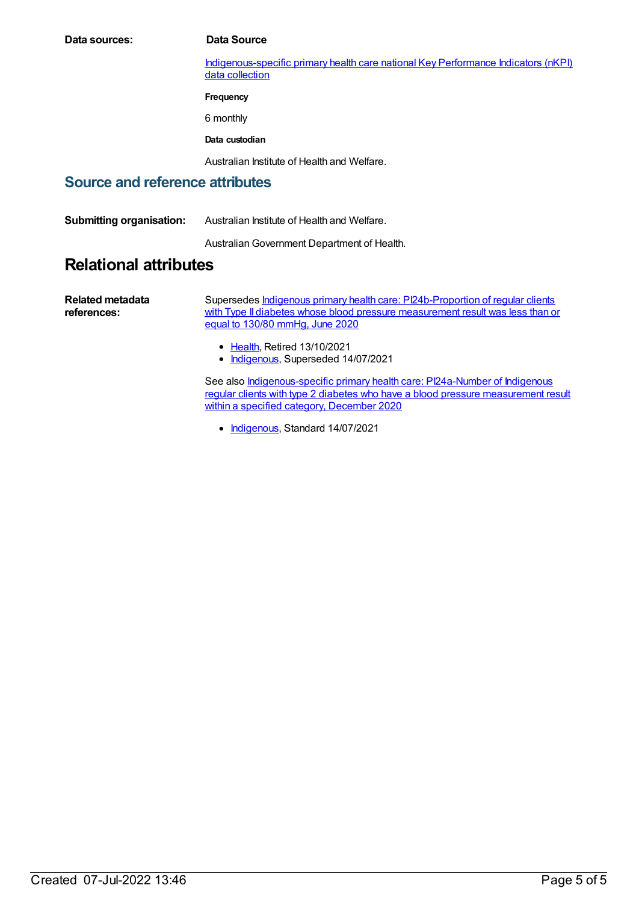**Data sources:**

**Data Source**

Indigenous-specific primary health care national Key Performance Indicators (nKPI) data collection

**Frequency**

6 monthly

**Data custodian**

Australian Institute of Health and Welfare.

## Source and reference attributes

**Submitting organisation:** Australian Institute of Health and Welfare.

Australian Government Department of Health.

# Relational attributes

**Related metadata references:**

Supersedes Indigenous primary health care: PI24b-Proportion of regular clients with Type II diabetes whose blood pressure measurement result was less than or equal to 130/80 mmHg, June 2020

- Health, Retired 13/10/2021
- Indigenous, Superseded 14/07/2021

See also Indigenous-specific primary health care: PI24a-Number of Indigenous regular clients with type 2 diabetes who have a blood pressure measurement result within a specified category, December 2020

- Indigenous, Standard 14/07/2021

Created 07-Jul-2022 13:46